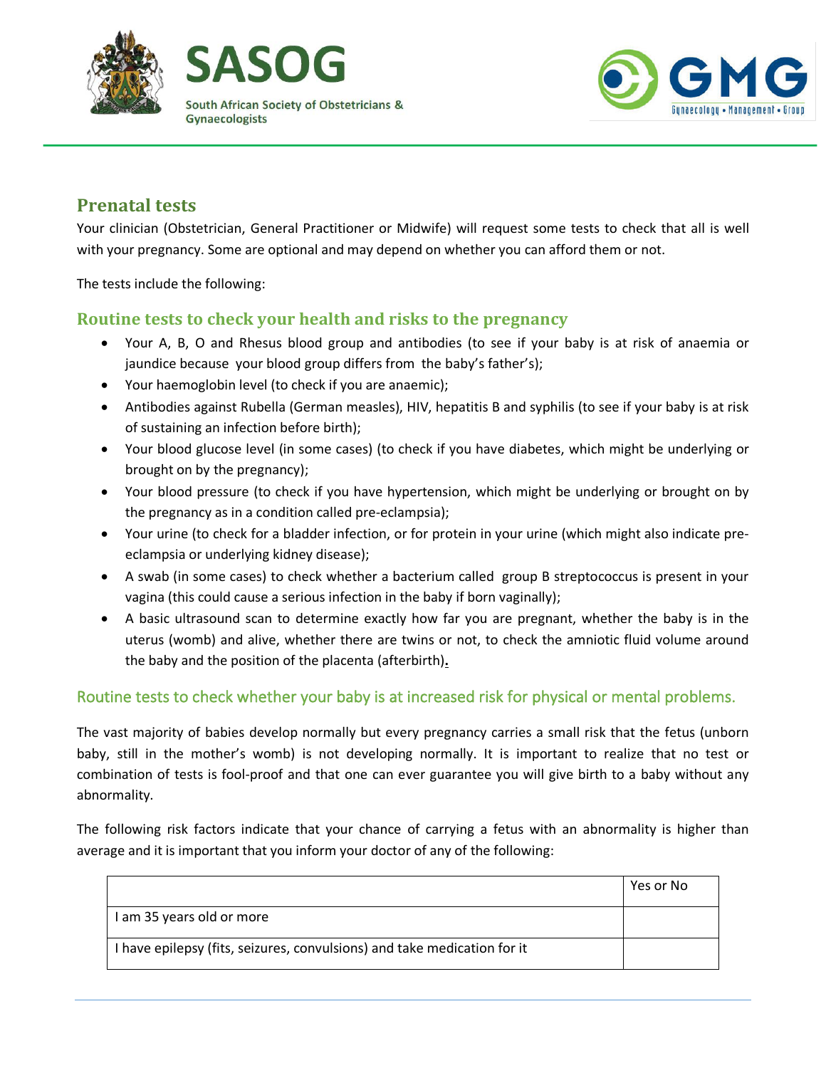SASOG

South African Society of Obstetricians & Gynaecologists

GMG

Gynaecology • Management • Group

## Prenatal tests

Your clinician (Obstetrician, General Practitioner or Midwife) will request some tests to check that all is well with your pregnancy. Some are optional and may depend on whether you can afford them or not.

The tests include the following:

### Routine tests to check your health and risks to the pregnancy

- Your A, B, O and Rhesus blood group and antibodies (to see if your baby is at risk of anaemia or jaundice because your blood group differs from the baby's father's);
- Your haemoglobin level (to check if you are anaemic);
- Antibodies against Rubella (German measles), HIV, hepatitis B and syphilis (to see if your baby is at risk of sustaining an infection before birth);
- Your blood glucose level (in some cases) (to check if you have diabetes, which might be underlying or brought on by the pregnancy);
- Your blood pressure (to check if you have hypertension, which might be underlying or brought on by the pregnancy as in a condition called pre-eclampsia);
- Your urine (to check for a bladder infection, or for protein in your urine (which might also indicate pre-eclampsia or underlying kidney disease);
- A swab (in some cases) to check whether a bacterium called group B streptococcus is present in your vagina (this could cause a serious infection in the baby if born vaginally);
- A basic ultrasound scan to determine exactly how far you are pregnant, whether the baby is in the uterus (womb) and alive, whether there are twins or not, to check the amniotic fluid volume around the baby and the position of the placenta (afterbirth).

### Routine tests to check whether your baby is at increased risk for physical or mental problems.

The vast majority of babies develop normally but every pregnancy carries a small risk that the fetus (unborn baby, still in the mother's womb) is not developing normally. It is important to realize that no test or combination of tests is fool-proof and that one can ever guarantee you will give birth to a baby without any abnormality.

The following risk factors indicate that your chance of carrying a fetus with an abnormality is higher than average and it is important that you inform your doctor of any of the following:

| | Yes or No |
|---|---|
| I am 35 years old or more | |
| I have epilepsy (fits, seizures, convulsions) and take medication for it | |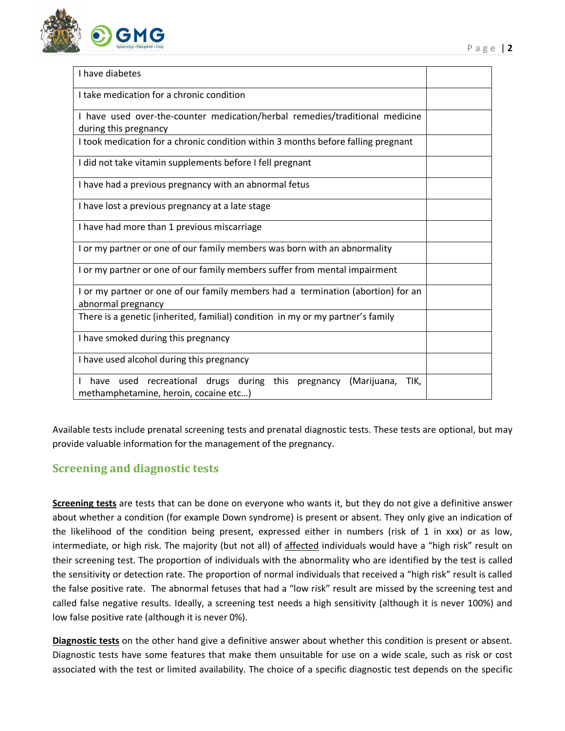| I have diabetes | |
|---|---|
| I take medication for a chronic condition | |
| I have used over-the-counter medication/herbal remedies/traditional medicine during this pregnancy | |
| I took medication for a chronic condition within 3 months before falling pregnant | |
| I did not take vitamin supplements before I fell pregnant | |
| I have had a previous pregnancy with an abnormal fetus | |
| I have lost a previous pregnancy at a late stage | |
| I have had more than 1 previous miscarriage | |
| I or my partner or one of our family members was born with an abnormality | |
| I or my partner or one of our family members suffer from mental impairment | |
| I or my partner or one of our family members had a termination (abortion) for an abnormal pregnancy | |
| There is a genetic (inherited, familial) condition in my or my partner's family | |
| I have smoked during this pregnancy | |
| I have used alcohol during this pregnancy | |
| I have used recreational drugs during this pregnancy (Marijuana, TIK, methamphetamine, heroin, cocaine etc…) | |

Available tests include prenatal screening tests and prenatal diagnostic tests. These tests are optional, but may provide valuable information for the management of the pregnancy.

## Screening and diagnostic tests

**Screening tests** are tests that can be done on everyone who wants it, but they do not give a definitive answer about whether a condition (for example Down syndrome) is present or absent. They only give an indication of the likelihood of the condition being present, expressed either in numbers (risk of 1 in xxx) or as low, intermediate, or high risk. The majority (but not all) of affected individuals would have a "high risk" result on their screening test. The proportion of individuals with the abnormality who are identified by the test is called the sensitivity or detection rate. The proportion of normal individuals that received a "high risk" result is called the false positive rate. The abnormal fetuses that had a "low risk" result are missed by the screening test and called false negative results. Ideally, a screening test needs a high sensitivity (although it is never 100%) and low false positive rate (although it is never 0%).

**Diagnostic tests** on the other hand give a definitive answer about whether this condition is present or absent. Diagnostic tests have some features that make them unsuitable for use on a wide scale, such as risk or cost associated with the test or limited availability. The choice of a specific diagnostic test depends on the specific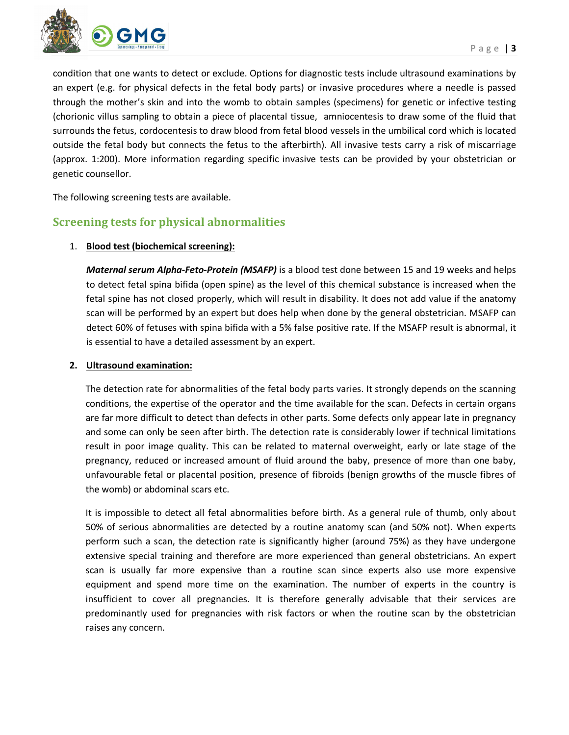condition that one wants to detect or exclude. Options for diagnostic tests include ultrasound examinations by an expert (e.g. for physical defects in the fetal body parts) or invasive procedures where a needle is passed through the mother's skin and into the womb to obtain samples (specimens) for genetic or infective testing (chorionic villus sampling to obtain a piece of placental tissue, amniocentesis to draw some of the fluid that surrounds the fetus, cordocentesis to draw blood from fetal blood vessels in the umbilical cord which is located outside the fetal body but connects the fetus to the afterbirth). All invasive tests carry a risk of miscarriage (approx. 1:200). More information regarding specific invasive tests can be provided by your obstetrician or genetic counsellor.

The following screening tests are available.

## Screening tests for physical abnormalities

1. **Blood test (biochemical screening):**

   ***Maternal serum Alpha-Feto-Protein (MSAFP)*** is a blood test done between 15 and 19 weeks and helps to detect fetal spina bifida (open spine) as the level of this chemical substance is increased when the fetal spine has not closed properly, which will result in disability. It does not add value if the anatomy scan will be performed by an expert but does help when done by the general obstetrician. MSAFP can detect 60% of fetuses with spina bifida with a 5% false positive rate. If the MSAFP result is abnormal, it is essential to have a detailed assessment by an expert.

2. **Ultrasound examination:**

   The detection rate for abnormalities of the fetal body parts varies. It strongly depends on the scanning conditions, the expertise of the operator and the time available for the scan. Defects in certain organs are far more difficult to detect than defects in other parts. Some defects only appear late in pregnancy and some can only be seen after birth. The detection rate is considerably lower if technical limitations result in poor image quality. This can be related to maternal overweight, early or late stage of the pregnancy, reduced or increased amount of fluid around the baby, presence of more than one baby, unfavourable fetal or placental position, presence of fibroids (benign growths of the muscle fibres of the womb) or abdominal scars etc.

   It is impossible to detect all fetal abnormalities before birth. As a general rule of thumb, only about 50% of serious abnormalities are detected by a routine anatomy scan (and 50% not). When experts perform such a scan, the detection rate is significantly higher (around 75%) as they have undergone extensive special training and therefore are more experienced than general obstetricians. An expert scan is usually far more expensive than a routine scan since experts also use more expensive equipment and spend more time on the examination. The number of experts in the country is insufficient to cover all pregnancies. It is therefore generally advisable that their services are predominantly used for pregnancies with risk factors or when the routine scan by the obstetrician raises any concern.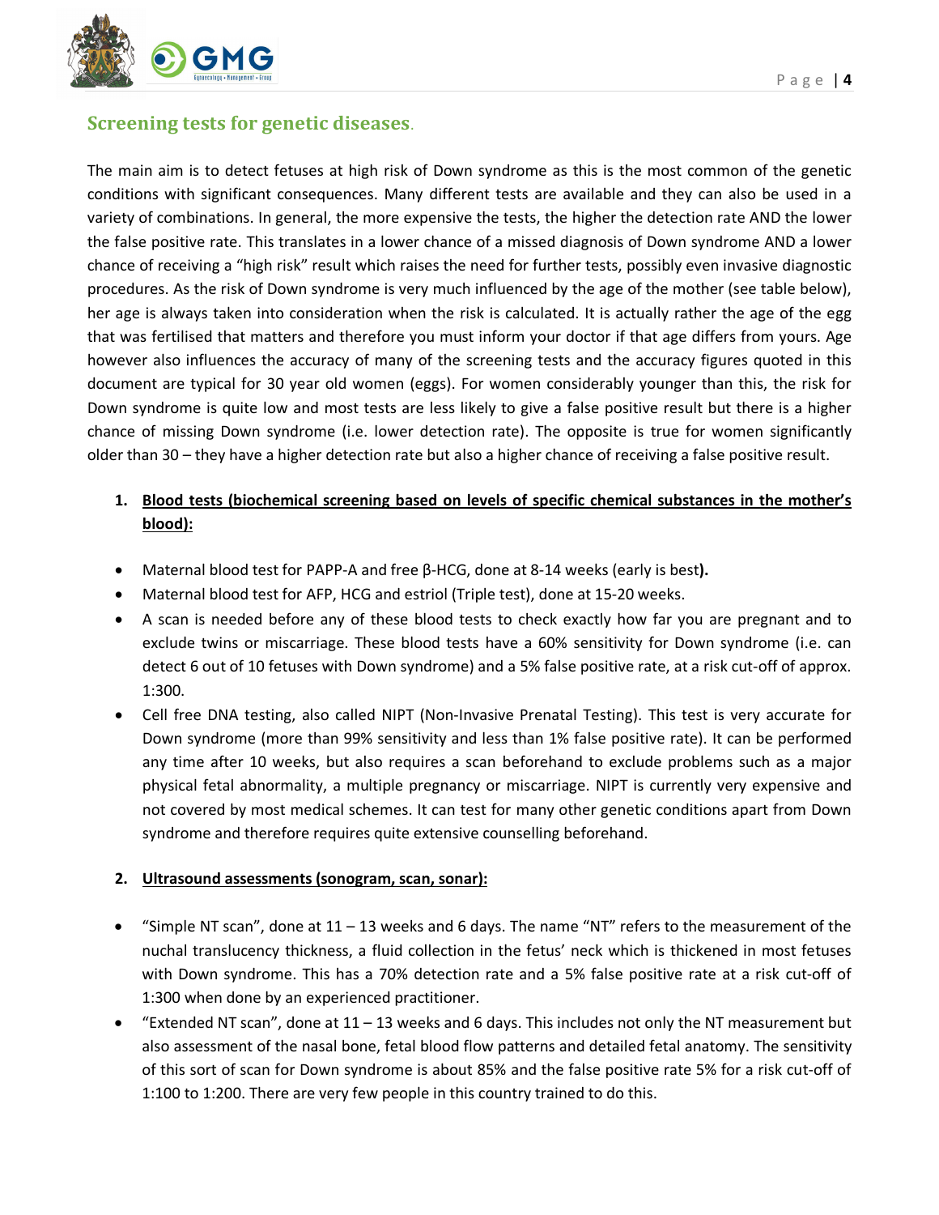## Screening tests for genetic diseases.

The main aim is to detect fetuses at high risk of Down syndrome as this is the most common of the genetic conditions with significant consequences. Many different tests are available and they can also be used in a variety of combinations. In general, the more expensive the tests, the higher the detection rate AND the lower the false positive rate. This translates in a lower chance of a missed diagnosis of Down syndrome AND a lower chance of receiving a "high risk" result which raises the need for further tests, possibly even invasive diagnostic procedures. As the risk of Down syndrome is very much influenced by the age of the mother (see table below), her age is always taken into consideration when the risk is calculated. It is actually rather the age of the egg that was fertilised that matters and therefore you must inform your doctor if that age differs from yours. Age however also influences the accuracy of many of the screening tests and the accuracy figures quoted in this document are typical for 30 year old women (eggs). For women considerably younger than this, the risk for Down syndrome is quite low and most tests are less likely to give a false positive result but there is a higher chance of missing Down syndrome (i.e. lower detection rate). The opposite is true for women significantly older than 30 – they have a higher detection rate but also a higher chance of receiving a false positive result.

1. **<u>Blood tests (biochemical screening based on levels of specific chemical substances in the mother's blood):</u>**

- Maternal blood test for PAPP-A and free β-HCG, done at 8-14 weeks (early is best**).**
- Maternal blood test for AFP, HCG and estriol (Triple test), done at 15-20 weeks.
- A scan is needed before any of these blood tests to check exactly how far you are pregnant and to exclude twins or miscarriage. These blood tests have a 60% sensitivity for Down syndrome (i.e. can detect 6 out of 10 fetuses with Down syndrome) and a 5% false positive rate, at a risk cut-off of approx. 1:300.
- Cell free DNA testing, also called NIPT (Non-Invasive Prenatal Testing). This test is very accurate for Down syndrome (more than 99% sensitivity and less than 1% false positive rate). It can be performed any time after 10 weeks, but also requires a scan beforehand to exclude problems such as a major physical fetal abnormality, a multiple pregnancy or miscarriage. NIPT is currently very expensive and not covered by most medical schemes. It can test for many other genetic conditions apart from Down syndrome and therefore requires quite extensive counselling beforehand.

2. **<u>Ultrasound assessments (sonogram, scan, sonar):</u>**

- "Simple NT scan", done at 11 – 13 weeks and 6 days. The name "NT" refers to the measurement of the nuchal translucency thickness, a fluid collection in the fetus' neck which is thickened in most fetuses with Down syndrome. This has a 70% detection rate and a 5% false positive rate at a risk cut-off of 1:300 when done by an experienced practitioner.
- "Extended NT scan", done at 11 – 13 weeks and 6 days. This includes not only the NT measurement but also assessment of the nasal bone, fetal blood flow patterns and detailed fetal anatomy. The sensitivity of this sort of scan for Down syndrome is about 85% and the false positive rate 5% for a risk cut-off of 1:100 to 1:200. There are very few people in this country trained to do this.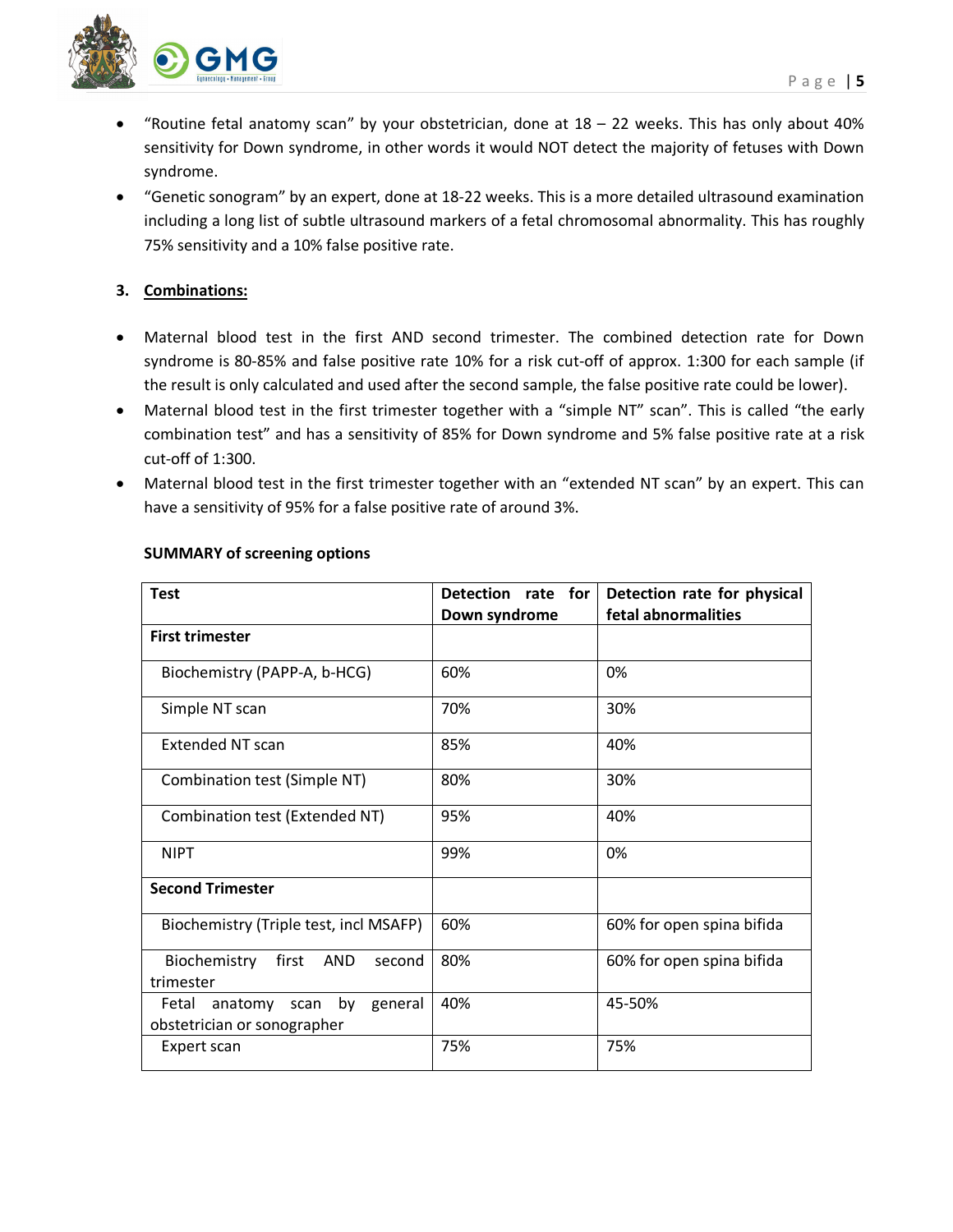- "Routine fetal anatomy scan" by your obstetrician, done at 18 – 22 weeks. This has only about 40% sensitivity for Down syndrome, in other words it would NOT detect the majority of fetuses with Down syndrome.
- "Genetic sonogram" by an expert, done at 18-22 weeks. This is a more detailed ultrasound examination including a long list of subtle ultrasound markers of a fetal chromosomal abnormality. This has roughly 75% sensitivity and a 10% false positive rate.

3. **<u>Combinations:</u>**

- Maternal blood test in the first AND second trimester. The combined detection rate for Down syndrome is 80-85% and false positive rate 10% for a risk cut-off of approx. 1:300 for each sample (if the result is only calculated and used after the second sample, the false positive rate could be lower).
- Maternal blood test in the first trimester together with a "simple NT" scan". This is called "the early combination test" and has a sensitivity of 85% for Down syndrome and 5% false positive rate at a risk cut-off of 1:300.
- Maternal blood test in the first trimester together with an "extended NT scan" by an expert. This can have a sensitivity of 95% for a false positive rate of around 3%.

**SUMMARY of screening options**

| Test | Detection rate for Down syndrome | Detection rate for physical fetal abnormalities |
|---|---|---|
| **First trimester** | | |
| Biochemistry (PAPP-A, b-HCG) | 60% | 0% |
| Simple NT scan | 70% | 30% |
| Extended NT scan | 85% | 40% |
| Combination test (Simple NT) | 80% | 30% |
| Combination test (Extended NT) | 95% | 40% |
| NIPT | 99% | 0% |
| **Second Trimester** | | |
| Biochemistry (Triple test, incl MSAFP) | 60% | 60% for open spina bifida |
| Biochemistry first AND second trimester | 80% | 60% for open spina bifida |
| Fetal anatomy scan by general obstetrician or sonographer | 40% | 45-50% |
| Expert scan | 75% | 75% |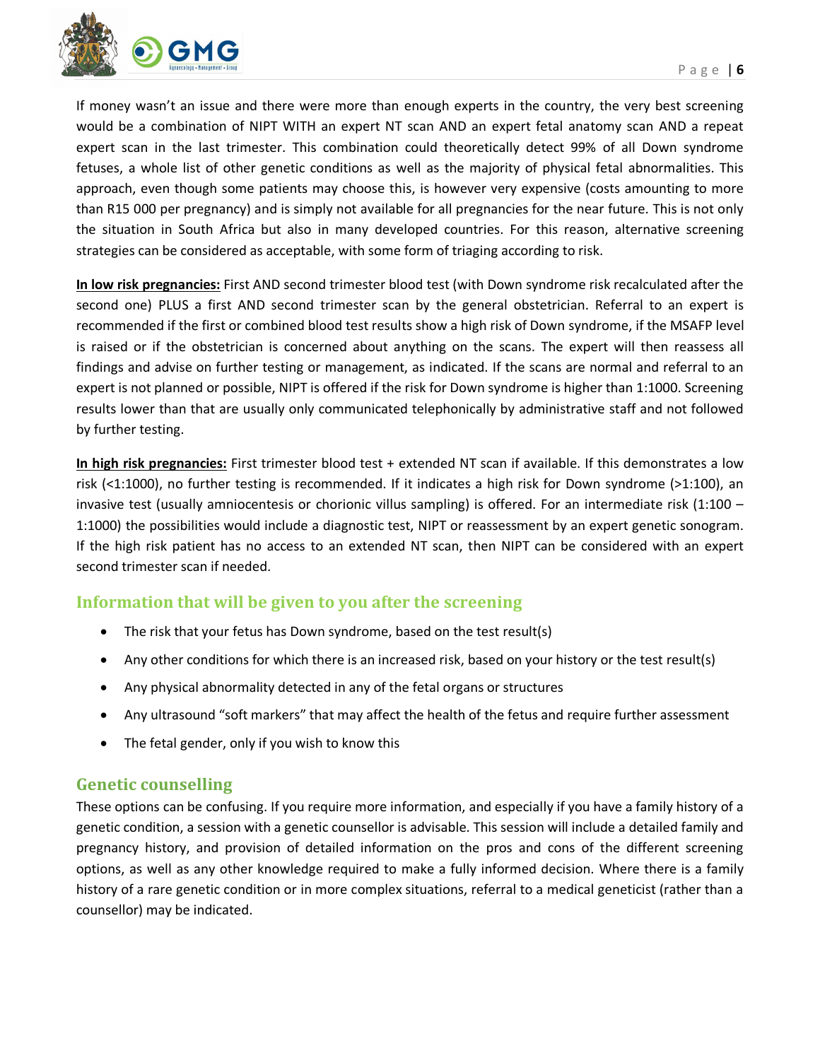If money wasn't an issue and there were more than enough experts in the country, the very best screening would be a combination of NIPT WITH an expert NT scan AND an expert fetal anatomy scan AND a repeat expert scan in the last trimester. This combination could theoretically detect 99% of all Down syndrome fetuses, a whole list of other genetic conditions as well as the majority of physical fetal abnormalities. This approach, even though some patients may choose this, is however very expensive (costs amounting to more than R15 000 per pregnancy) and is simply not available for all pregnancies for the near future. This is not only the situation in South Africa but also in many developed countries. For this reason, alternative screening strategies can be considered as acceptable, with some form of triaging according to risk.

**In low risk pregnancies:** First AND second trimester blood test (with Down syndrome risk recalculated after the second one) PLUS a first AND second trimester scan by the general obstetrician. Referral to an expert is recommended if the first or combined blood test results show a high risk of Down syndrome, if the MSAFP level is raised or if the obstetrician is concerned about anything on the scans. The expert will then reassess all findings and advise on further testing or management, as indicated. If the scans are normal and referral to an expert is not planned or possible, NIPT is offered if the risk for Down syndrome is higher than 1:1000. Screening results lower than that are usually only communicated telephonically by administrative staff and not followed by further testing.

**In high risk pregnancies:** First trimester blood test + extended NT scan if available. If this demonstrates a low risk (<1:1000), no further testing is recommended. If it indicates a high risk for Down syndrome (>1:100), an invasive test (usually amniocentesis or chorionic villus sampling) is offered. For an intermediate risk (1:100 – 1:1000) the possibilities would include a diagnostic test, NIPT or reassessment by an expert genetic sonogram. If the high risk patient has no access to an extended NT scan, then NIPT can be considered with an expert second trimester scan if needed.

## Information that will be given to you after the screening

- The risk that your fetus has Down syndrome, based on the test result(s)
- Any other conditions for which there is an increased risk, based on your history or the test result(s)
- Any physical abnormality detected in any of the fetal organs or structures
- Any ultrasound "soft markers" that may affect the health of the fetus and require further assessment
- The fetal gender, only if you wish to know this

## Genetic counselling

These options can be confusing. If you require more information, and especially if you have a family history of a genetic condition, a session with a genetic counsellor is advisable. This session will include a detailed family and pregnancy history, and provision of detailed information on the pros and cons of the different screening options, as well as any other knowledge required to make a fully informed decision. Where there is a family history of a rare genetic condition or in more complex situations, referral to a medical geneticist (rather than a counsellor) may be indicated.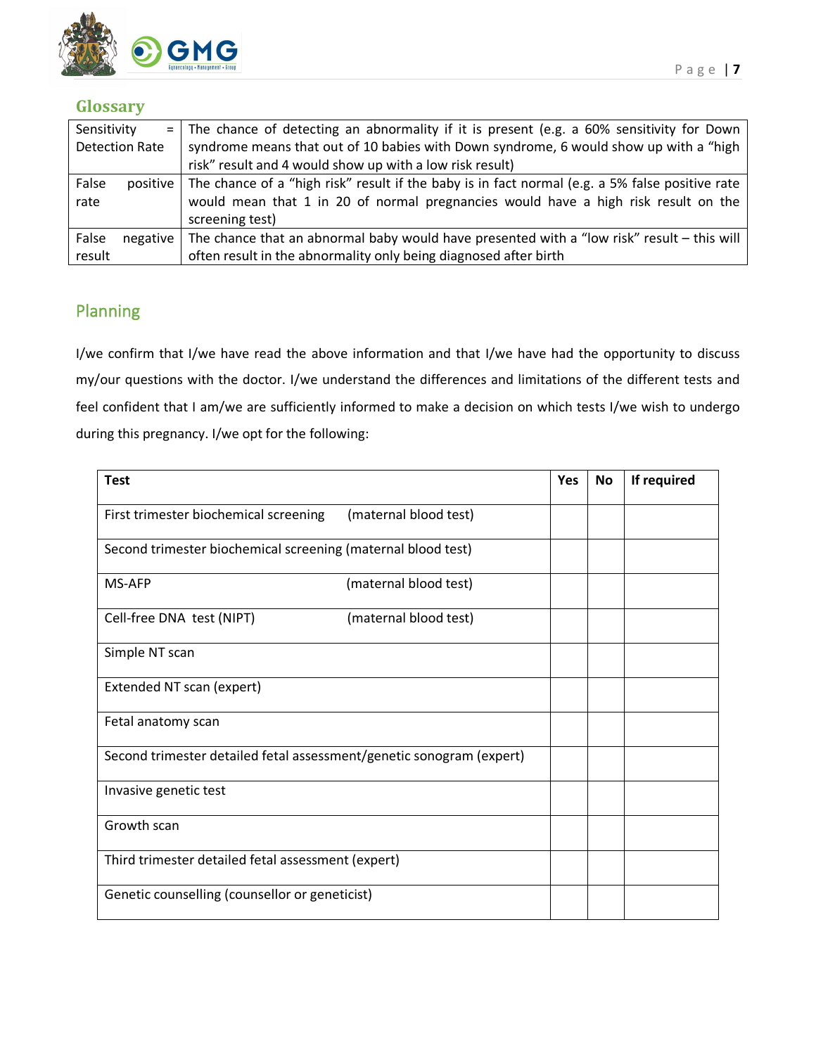## Glossary

| | |
|---|---|
| Sensitivity = Detection Rate | The chance of detecting an abnormality if it is present (e.g. a 60% sensitivity for Down syndrome means that out of 10 babies with Down syndrome, 6 would show up with a "high risk" result and 4 would show up with a low risk result) |
| False positive rate | The chance of a "high risk" result if the baby is in fact normal (e.g. a 5% false positive rate would mean that 1 in 20 of normal pregnancies would have a high risk result on the screening test) |
| False negative result | The chance that an abnormal baby would have presented with a "low risk" result – this will often result in the abnormality only being diagnosed after birth |

## Planning

I/we confirm that I/we have read the above information and that I/we have had the opportunity to discuss my/our questions with the doctor. I/we understand the differences and limitations of the different tests and feel confident that I am/we are sufficiently informed to make a decision on which tests I/we wish to undergo during this pregnancy. I/we opt for the following:

| Test | Yes | No | If required |
|---|---|---|---|
| First trimester biochemical screening (maternal blood test) | | | |
| Second trimester biochemical screening (maternal blood test) | | | |
| MS-AFP (maternal blood test) | | | |
| Cell-free DNA test (NIPT) (maternal blood test) | | | |
| Simple NT scan | | | |
| Extended NT scan (expert) | | | |
| Fetal anatomy scan | | | |
| Second trimester detailed fetal assessment/genetic sonogram (expert) | | | |
| Invasive genetic test | | | |
| Growth scan | | | |
| Third trimester detailed fetal assessment (expert) | | | |
| Genetic counselling (counsellor or geneticist) | | | |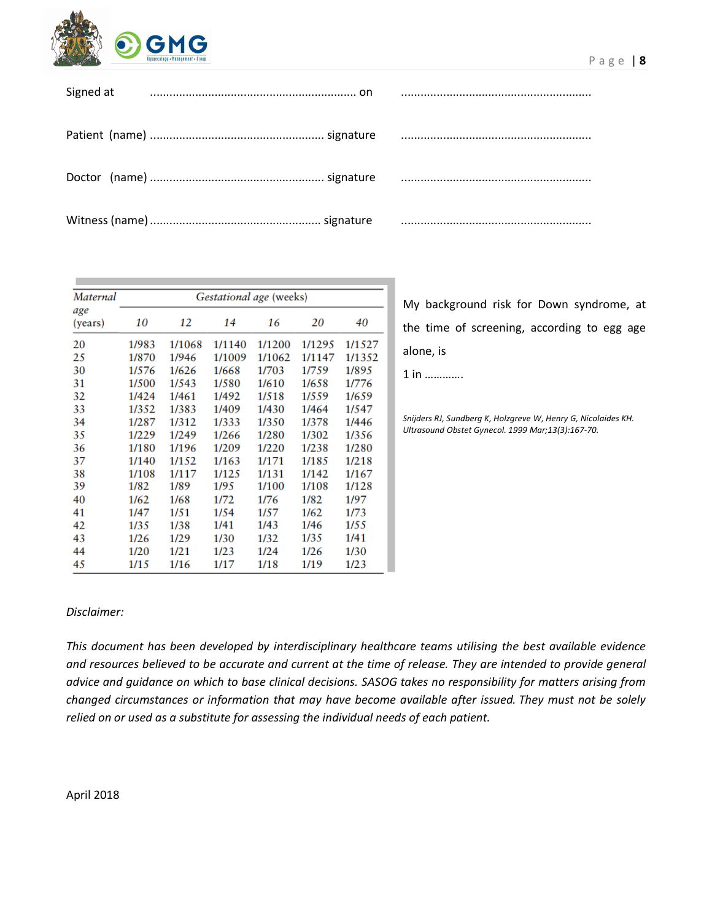Signed at ................................................................ on ..........................................................

Patient (name) ..................................................... signature ..........................................................

Doctor (name) ..................................................... signature ..........................................................

Witness (name) .................................................... signature ..........................................................

| Maternal age (years) | Gestational age (weeks) | | | | | |
|---|---|---|---|---|---|---|
| | 10 | 12 | 14 | 16 | 20 | 40 |
| 20 | 1/983 | 1/1068 | 1/1140 | 1/1200 | 1/1295 | 1/1527 |
| 25 | 1/870 | 1/946 | 1/1009 | 1/1062 | 1/1147 | 1/1352 |
| 30 | 1/576 | 1/626 | 1/668 | 1/703 | 1/759 | 1/895 |
| 31 | 1/500 | 1/543 | 1/580 | 1/610 | 1/658 | 1/776 |
| 32 | 1/424 | 1/461 | 1/492 | 1/518 | 1/559 | 1/659 |
| 33 | 1/352 | 1/383 | 1/409 | 1/430 | 1/464 | 1/547 |
| 34 | 1/287 | 1/312 | 1/333 | 1/350 | 1/378 | 1/446 |
| 35 | 1/229 | 1/249 | 1/266 | 1/280 | 1/302 | 1/356 |
| 36 | 1/180 | 1/196 | 1/209 | 1/220 | 1/238 | 1/280 |
| 37 | 1/140 | 1/152 | 1/163 | 1/171 | 1/185 | 1/218 |
| 38 | 1/108 | 1/117 | 1/125 | 1/131 | 1/142 | 1/167 |
| 39 | 1/82 | 1/89 | 1/95 | 1/100 | 1/108 | 1/128 |
| 40 | 1/62 | 1/68 | 1/72 | 1/76 | 1/82 | 1/97 |
| 41 | 1/47 | 1/51 | 1/54 | 1/57 | 1/62 | 1/73 |
| 42 | 1/35 | 1/38 | 1/41 | 1/43 | 1/46 | 1/55 |
| 43 | 1/26 | 1/29 | 1/30 | 1/32 | 1/35 | 1/41 |
| 44 | 1/20 | 1/21 | 1/23 | 1/24 | 1/26 | 1/30 |
| 45 | 1/15 | 1/16 | 1/17 | 1/18 | 1/19 | 1/23 |

My background risk for Down syndrome, at the time of screening, according to egg age alone, is

1 in ………….

*Snijders RJ, Sundberg K, Holzgreve W, Henry G, Nicolaides KH. Ultrasound Obstet Gynecol. 1999 Mar;13(3):167-70.*

*Disclaimer:*

*This document has been developed by interdisciplinary healthcare teams utilising the best available evidence and resources believed to be accurate and current at the time of release. They are intended to provide general advice and guidance on which to base clinical decisions. SASOG takes no responsibility for matters arising from changed circumstances or information that may have become available after issued. They must not be solely relied on or used as a substitute for assessing the individual needs of each patient.*

April 2018